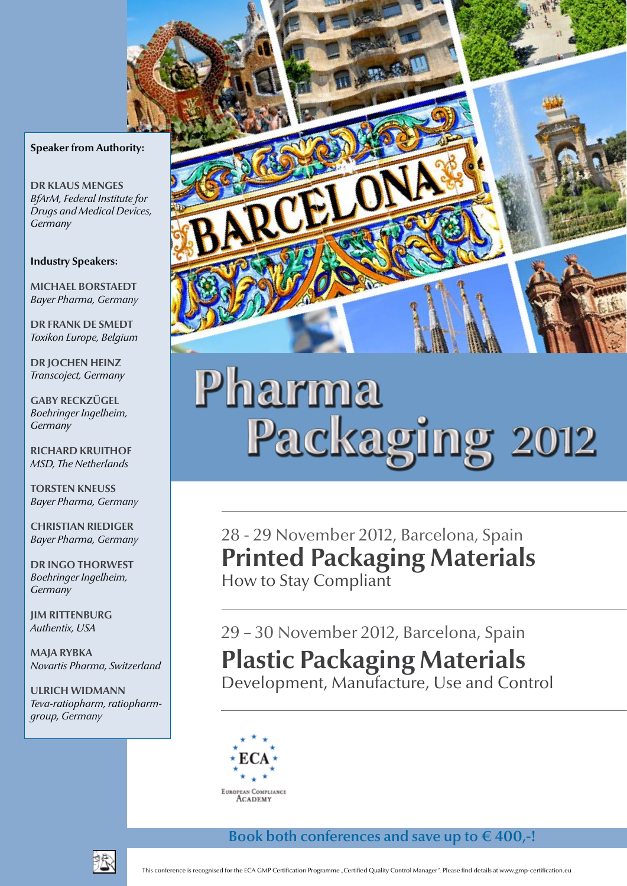# Pharma Packaging 2012

**Speaker from Authority:**

**DR KLAUS MENGES**
*BfArM, Federal Institute for Drugs and Medical Devices, Germany*

**Industry Speakers:**

**MICHAEL BORSTAEDT**
*Bayer Pharma, Germany*

**DR FRANK DE SMEDT**
*Toxikon Europe, Belgium*

**DR JOCHEN HEINZ**
*Transcoject, Germany*

**GABY RECKZÜGEL**
*Boehringer Ingelheim, Germany*

**RICHARD KRUITHOF**
*MSD, The Netherlands*

**TORSTEN KNEUSS**
*Bayer Pharma, Germany*

**CHRISTIAN RIEDIGER**
*Bayer Pharma, Germany*

**DR INGO THORWEST**
*Boehringer Ingelheim, Germany*

**JIM RITTENBURG**
*Authentix, USA*

**MAJA RYBKA**
*Novartis Pharma, Switzerland*

**ULRICH WIDMANN**
*Teva-ratiopharm, ratiopharm-group, Germany*

---

28 - 29 November 2012, Barcelona, Spain

## Printed Packaging Materials

How to Stay Compliant

---

29 – 30 November 2012, Barcelona, Spain

## Plastic Packaging Materials

Development, Manufacture, Use and Control

---

ECA
European Compliance Academy

**Book both conferences and save up to € 400,-!**

This conference is recognised for the ECA GMP Certification Programme „Certified Quality Control Manager". Please find details at www.gmp-certification.eu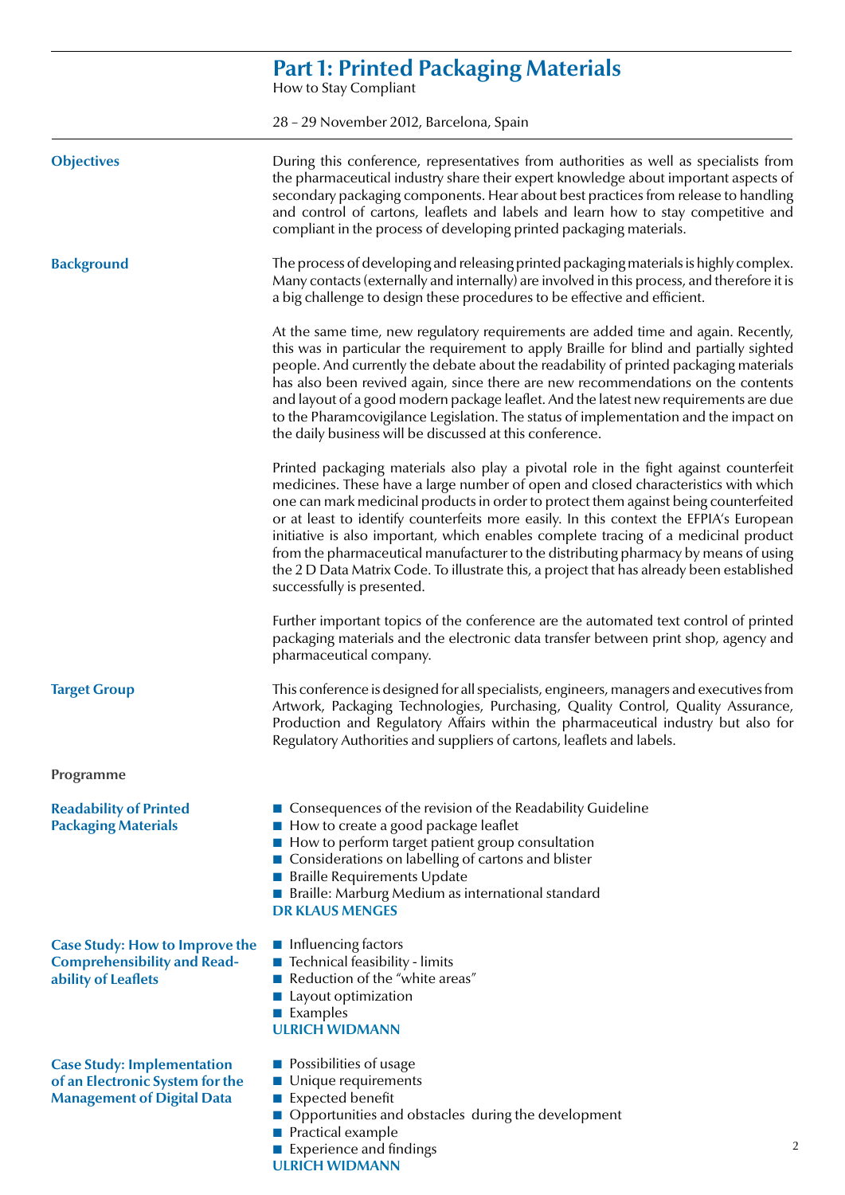# Part 1: Printed Packaging Materials

How to Stay Compliant

28 – 29 November 2012, Barcelona, Spain

**Objectives**

During this conference, representatives from authorities as well as specialists from the pharmaceutical industry share their expert knowledge about important aspects of secondary packaging components. Hear about best practices from release to handling and control of cartons, leaflets and labels and learn how to stay competitive and compliant in the process of developing printed packaging materials.

**Background**

The process of developing and releasing printed packaging materials is highly complex. Many contacts (externally and internally) are involved in this process, and therefore it is a big challenge to design these procedures to be effective and efficient.

At the same time, new regulatory requirements are added time and again. Recently, this was in particular the requirement to apply Braille for blind and partially sighted people. And currently the debate about the readability of printed packaging materials has also been revived again, since there are new recommendations on the contents and layout of a good modern package leaflet. And the latest new requirements are due to the Pharamcovigilance Legislation. The status of implementation and the impact on the daily business will be discussed at this conference.

Printed packaging materials also play a pivotal role in the fight against counterfeit medicines. These have a large number of open and closed characteristics with which one can mark medicinal products in order to protect them against being counterfeited or at least to identify counterfeits more easily. In this context the EFPIA's European initiative is also important, which enables complete tracing of a medicinal product from the pharmaceutical manufacturer to the distributing pharmacy by means of using the 2 D Data Matrix Code. To illustrate this, a project that has already been established successfully is presented.

Further important topics of the conference are the automated text control of printed packaging materials and the electronic data transfer between print shop, agency and pharmaceutical company.

**Target Group**

This conference is designed for all specialists, engineers, managers and executives from Artwork, Packaging Technologies, Purchasing, Quality Control, Quality Assurance, Production and Regulatory Affairs within the pharmaceutical industry but also for Regulatory Authorities and suppliers of cartons, leaflets and labels.

**Programme**

**Readability of Printed Packaging Materials**

- Consequences of the revision of the Readability Guideline
- How to create a good package leaflet
- How to perform target patient group consultation
- Considerations on labelling of cartons and blister
- Braille Requirements Update
- Braille: Marburg Medium as international standard

**DR KLAUS MENGES**

**Case Study: How to Improve the Comprehensibility and Readability of Leaflets**

- Influencing factors
- Technical feasibility - limits
- Reduction of the "white areas"
- Layout optimization
- Examples

**ULRICH WIDMANN**

**Case Study: Implementation of an Electronic System for the Management of Digital Data**

- Possibilities of usage
- Unique requirements
- Expected benefit
- Opportunities and obstacles during the development
- Practical example
- Experience and findings

**ULRICH WIDMANN**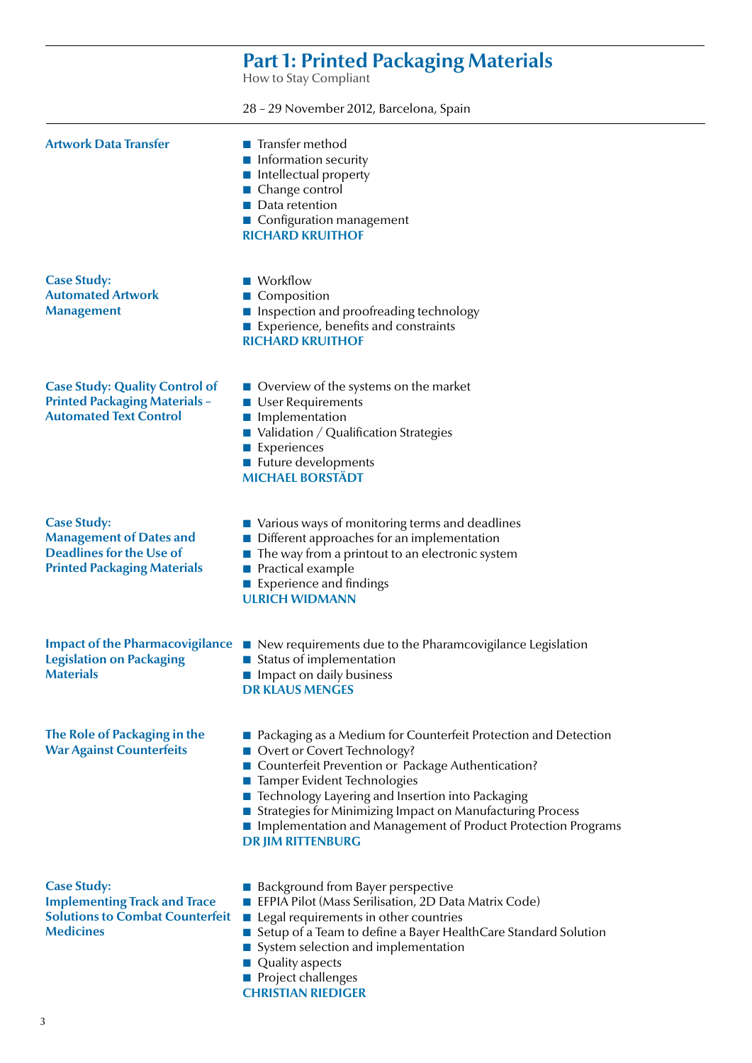# Part 1: Printed Packaging Materials

How to Stay Compliant

28 – 29 November 2012, Barcelona, Spain

### Artwork Data Transfer

- Transfer method
- Information security
- Intellectual property
- Change control
- Data retention
- Configuration management

**RICHARD KRUITHOF**

### Case Study: Automated Artwork Management

- Workflow
- Composition
- Inspection and proofreading technology
- Experience, benefits and constraints

**RICHARD KRUITHOF**

### Case Study: Quality Control of Printed Packaging Materials – Automated Text Control

- Overview of the systems on the market
- User Requirements
- Implementation
- Validation / Qualification Strategies
- Experiences
- Future developments

**MICHAEL BORSTÄDT**

### Case Study: Management of Dates and Deadlines for the Use of Printed Packaging Materials

- Various ways of monitoring terms and deadlines
- Different approaches for an implementation
- The way from a printout to an electronic system
- Practical example
- Experience and findings

**ULRICH WIDMANN**

### Impact of the Pharmacovigilance Legislation on Packaging Materials

- New requirements due to the Pharamcovigilance Legislation
- Status of implementation
- Impact on daily business

**DR KLAUS MENGES**

### The Role of Packaging in the War Against Counterfeits

- Packaging as a Medium for Counterfeit Protection and Detection
- Overt or Covert Technology?
- Counterfeit Prevention or Package Authentication?
- Tamper Evident Technologies
- Technology Layering and Insertion into Packaging
- Strategies for Minimizing Impact on Manufacturing Process
- Implementation and Management of Product Protection Programs

**DR JIM RITTENBURG**

### Case Study: Implementing Track and Trace Solutions to Combat Counterfeit Medicines

- Background from Bayer perspective
- EFPIA Pilot (Mass Serilisation, 2D Data Matrix Code)
- Legal requirements in other countries
- Setup of a Team to define a Bayer HealthCare Standard Solution
- System selection and implementation
- Quality aspects
- Project challenges

**CHRISTIAN RIEDIGER**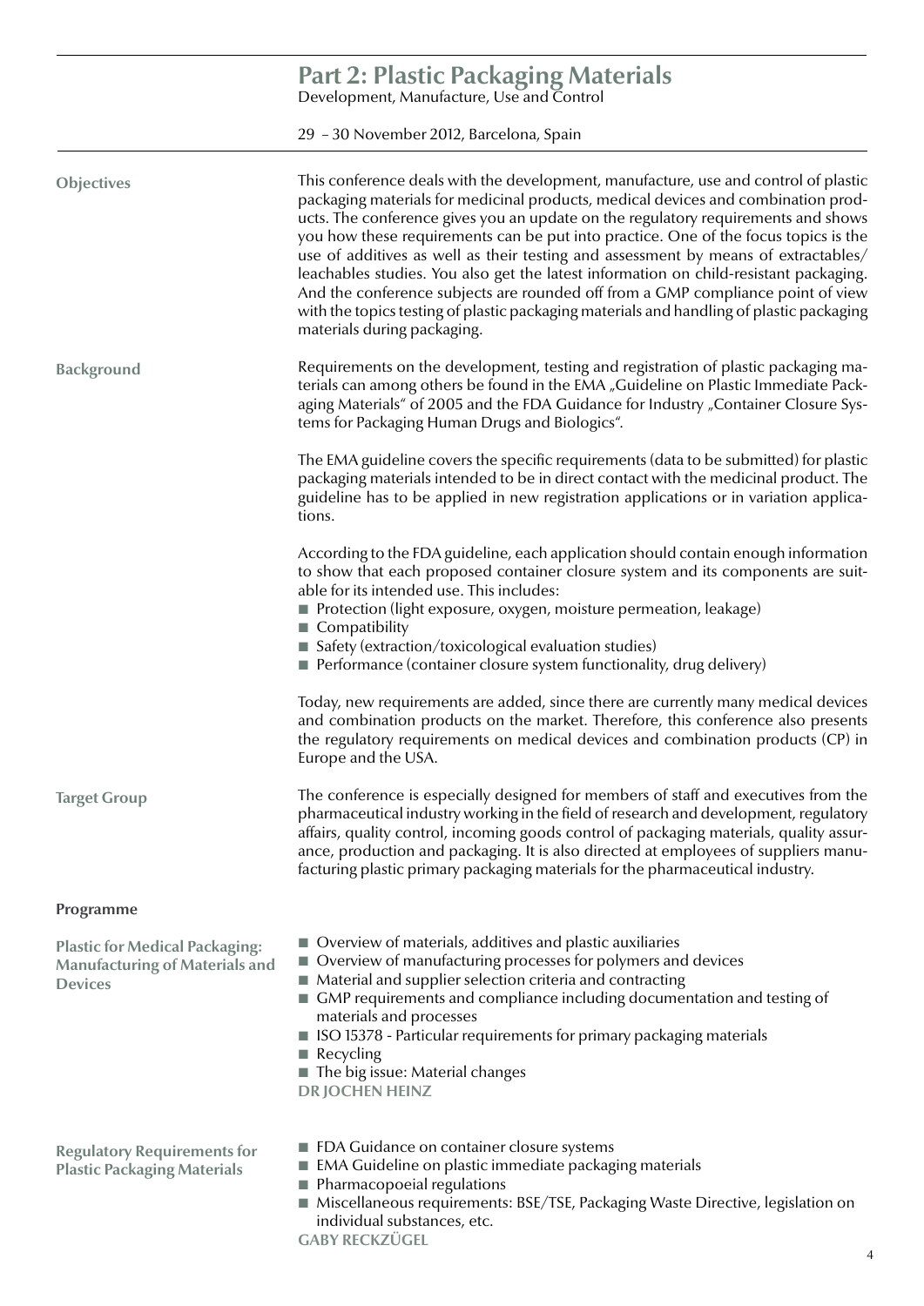# Part 2: Plastic Packaging Materials

Development, Manufacture, Use and Control

29 – 30 November 2012, Barcelona, Spain

## Objectives

This conference deals with the development, manufacture, use and control of plastic packaging materials for medicinal products, medical devices and combination products. The conference gives you an update on the regulatory requirements and shows you how these requirements can be put into practice. One of the focus topics is the use of additives as well as their testing and assessment by means of extractables/leachables studies. You also get the latest information on child-resistant packaging. And the conference subjects are rounded off from a GMP compliance point of view with the topics testing of plastic packaging materials and handling of plastic packaging materials during packaging.

## Background

Requirements on the development, testing and registration of plastic packaging materials can among others be found in the EMA „Guideline on Plastic Immediate Packaging Materials" of 2005 and the FDA Guidance for Industry „Container Closure Systems for Packaging Human Drugs and Biologics".

The EMA guideline covers the specific requirements (data to be submitted) for plastic packaging materials intended to be in direct contact with the medicinal product. The guideline has to be applied in new registration applications or in variation applications.

According to the FDA guideline, each application should contain enough information to show that each proposed container closure system and its components are suitable for its intended use. This includes:

- Protection (light exposure, oxygen, moisture permeation, leakage)
- Compatibility
- Safety (extraction/toxicological evaluation studies)
- Performance (container closure system functionality, drug delivery)

Today, new requirements are added, since there are currently many medical devices and combination products on the market. Therefore, this conference also presents the regulatory requirements on medical devices and combination products (CP) in Europe and the USA.

## Target Group

The conference is especially designed for members of staff and executives from the pharmaceutical industry working in the field of research and development, regulatory affairs, quality control, incoming goods control of packaging materials, quality assurance, production and packaging. It is also directed at employees of suppliers manufacturing plastic primary packaging materials for the pharmaceutical industry.

## Programme

### Plastic for Medical Packaging: Manufacturing of Materials and Devices

- Overview of materials, additives and plastic auxiliaries
- Overview of manufacturing processes for polymers and devices
- Material and supplier selection criteria and contracting
- GMP requirements and compliance including documentation and testing of materials and processes
- ISO 15378 - Particular requirements for primary packaging materials
- Recycling
- The big issue: Material changes

**DR JOCHEN HEINZ**

### Regulatory Requirements for Plastic Packaging Materials

- FDA Guidance on container closure systems
- EMA Guideline on plastic immediate packaging materials
- Pharmacopoeial regulations
- Miscellaneous requirements: BSE/TSE, Packaging Waste Directive, legislation on individual substances, etc.

**GABY RECKZÜGEL**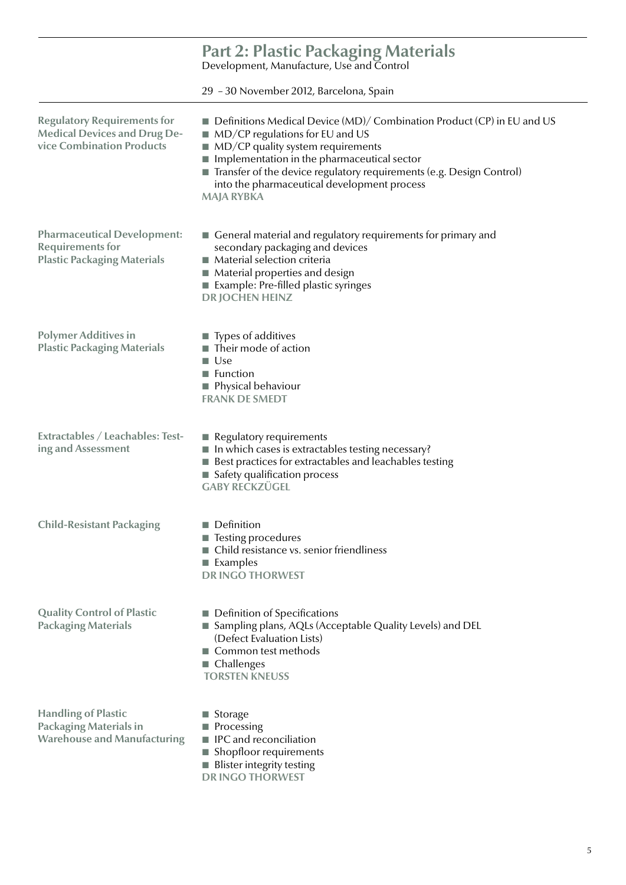# Part 2: Plastic Packaging Materials

Development, Manufacture, Use and Control

29 – 30 November 2012, Barcelona, Spain

**Regulatory Requirements for Medical Devices and Drug Device Combination Products**

- Definitions Medical Device (MD)/ Combination Product (CP) in EU and US
- MD/CP regulations for EU and US
- MD/CP quality system requirements
- Implementation in the pharmaceutical sector
- Transfer of the device regulatory requirements (e.g. Design Control) into the pharmaceutical development process

**MAJA RYBKA**

**Pharmaceutical Development: Requirements for Plastic Packaging Materials**

- General material and regulatory requirements for primary and secondary packaging and devices
- Material selection criteria
- Material properties and design
- Example: Pre-filled plastic syringes

**DR JOCHEN HEINZ**

**Polymer Additives in Plastic Packaging Materials**

- Types of additives
- Their mode of action
- Use
- Function
- Physical behaviour

**FRANK DE SMEDT**

**Extractables / Leachables: Testing and Assessment**

- Regulatory requirements
- In which cases is extractables testing necessary?
- Best practices for extractables and leachables testing
- Safety qualification process

**GABY RECKZÜGEL**

**Child-Resistant Packaging**

- Definition
- Testing procedures
- Child resistance vs. senior friendliness
- Examples

**DR INGO THORWEST**

**Quality Control of Plastic Packaging Materials**

- Definition of Specifications
- Sampling plans, AQLs (Acceptable Quality Levels) and DEL (Defect Evaluation Lists)
- Common test methods
- Challenges

**TORSTEN KNEUSS**

**Handling of Plastic Packaging Materials in Warehouse and Manufacturing**

- Storage
- Processing
- IPC and reconciliation
- Shopfloor requirements
- Blister integrity testing

**DR INGO THORWEST**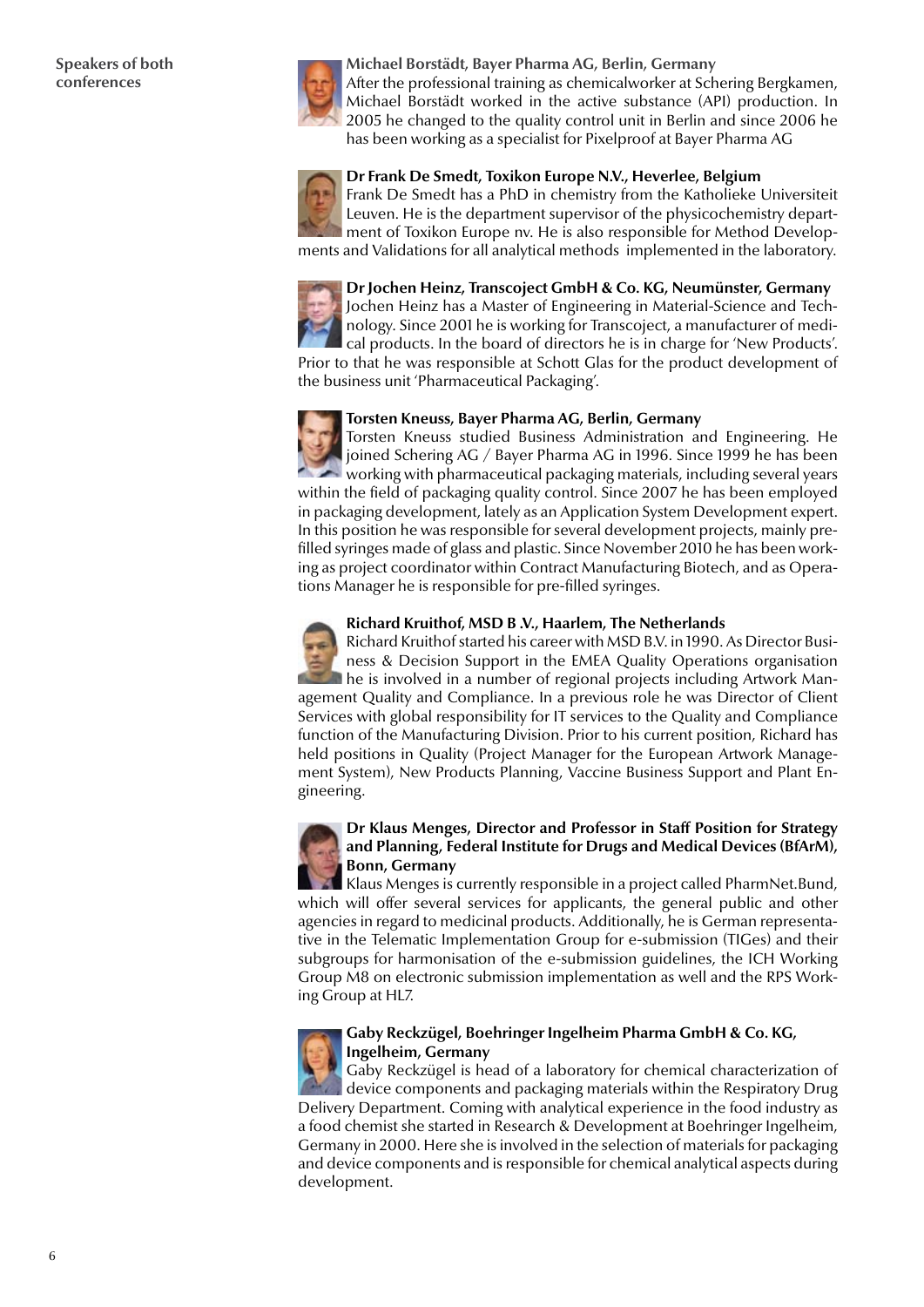## Speakers of both conferences

**Michael Borstädt, Bayer Pharma AG, Berlin, Germany**
After the professional training as chemicalworker at Schering Bergkamen, Michael Borstädt worked in the active substance (API) production. In 2005 he changed to the quality control unit in Berlin and since 2006 he has been working as a specialist for Pixelproof at Bayer Pharma AG

**Dr Frank De Smedt, Toxikon Europe N.V., Heverlee, Belgium**
Frank De Smedt has a PhD in chemistry from the Katholieke Universiteit Leuven. He is the department supervisor of the physicochemistry department of Toxikon Europe nv. He is also responsible for Method Developments and Validations for all analytical methods implemented in the laboratory.

**Dr Jochen Heinz, Transcoject GmbH & Co. KG, Neumünster, Germany**
Jochen Heinz has a Master of Engineering in Material-Science and Technology. Since 2001 he is working for Transcoject, a manufacturer of medical products. In the board of directors he is in charge for 'New Products'. Prior to that he was responsible at Schott Glas for the product development of the business unit 'Pharmaceutical Packaging'.

**Torsten Kneuss, Bayer Pharma AG, Berlin, Germany**
Torsten Kneuss studied Business Administration and Engineering. He joined Schering AG / Bayer Pharma AG in 1996. Since 1999 he has been working with pharmaceutical packaging materials, including several years within the field of packaging quality control. Since 2007 he has been employed in packaging development, lately as an Application System Development expert. In this position he was responsible for several development projects, mainly prefilled syringes made of glass and plastic. Since November 2010 he has been working as project coordinator within Contract Manufacturing Biotech, and as Operations Manager he is responsible for pre-filled syringes.

**Richard Kruithof, MSD B .V., Haarlem, The Netherlands**
Richard Kruithof started his career with MSD B.V. in 1990. As Director Business & Decision Support in the EMEA Quality Operations organisation he is involved in a number of regional projects including Artwork Management Quality and Compliance. In a previous role he was Director of Client Services with global responsibility for IT services to the Quality and Compliance function of the Manufacturing Division. Prior to his current position, Richard has held positions in Quality (Project Manager for the European Artwork Management System), New Products Planning, Vaccine Business Support and Plant Engineering.

**Dr Klaus Menges, Director and Professor in Staff Position for Strategy and Planning, Federal Institute for Drugs and Medical Devices (BfArM), Bonn, Germany**
Klaus Menges is currently responsible in a project called PharmNet.Bund, which will offer several services for applicants, the general public and other agencies in regard to medicinal products. Additionally, he is German representative in the Telematic Implementation Group for e-submission (TIGes) and their subgroups for harmonisation of the e-submission guidelines, the ICH Working Group M8 on electronic submission implementation as well and the RPS Working Group at HL7.

**Gaby Reckzügel, Boehringer Ingelheim Pharma GmbH & Co. KG, Ingelheim, Germany**
Gaby Reckzügel is head of a laboratory for chemical characterization of device components and packaging materials within the Respiratory Drug Delivery Department. Coming with analytical experience in the food industry as a food chemist she started in Research & Development at Boehringer Ingelheim, Germany in 2000. Here she is involved in the selection of materials for packaging and device components and is responsible for chemical analytical aspects during development.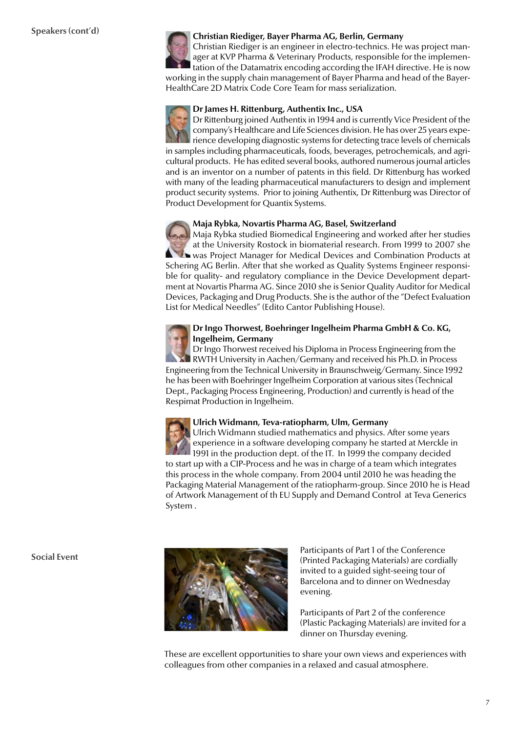## Speakers (cont'd)

**Christian Riediger, Bayer Pharma AG, Berlin, Germany**

Christian Riediger is an engineer in electro-technics. He was project manager at KVP Pharma & Veterinary Products, responsible for the implementation of the Datamatrix encoding according the IFAH directive. He is now working in the supply chain management of Bayer Pharma and head of the Bayer-HealthCare 2D Matrix Code Core Team for mass serialization.

**Dr James H. Rittenburg, Authentix Inc., USA**

Dr Rittenburg joined Authentix in 1994 and is currently Vice President of the company's Healthcare and Life Sciences division. He has over 25 years experience developing diagnostic systems for detecting trace levels of chemicals in samples including pharmaceuticals, foods, beverages, petrochemicals, and agricultural products. He has edited several books, authored numerous journal articles and is an inventor on a number of patents in this field. Dr Rittenburg has worked with many of the leading pharmaceutical manufacturers to design and implement product security systems. Prior to joining Authentix, Dr Rittenburg was Director of Product Development for Quantix Systems.

**Maja Rybka, Novartis Pharma AG, Basel, Switzerland**

Maja Rybka studied Biomedical Engineering and worked after her studies at the University Rostock in biomaterial research. From 1999 to 2007 she was Project Manager for Medical Devices and Combination Products at Schering AG Berlin. After that she worked as Quality Systems Engineer responsible for quality- and regulatory compliance in the Device Development department at Novartis Pharma AG. Since 2010 she is Senior Quality Auditor for Medical Devices, Packaging and Drug Products. She is the author of the "Defect Evaluation List for Medical Needles" (Edito Cantor Publishing House).

**Dr Ingo Thorwest, Boehringer Ingelheim Pharma GmbH & Co. KG, Ingelheim, Germany**

Dr Ingo Thorwest received his Diploma in Process Engineering from the RWTH University in Aachen/Germany and received his Ph.D. in Process Engineering from the Technical University in Braunschweig/Germany. Since 1992 he has been with Boehringer Ingelheim Corporation at various sites (Technical Dept., Packaging Process Engineering, Production) and currently is head of the Respimat Production in Ingelheim.

**Ulrich Widmann, Teva-ratiopharm, Ulm, Germany**

Ulrich Widmann studied mathematics and physics. After some years experience in a software developing company he started at Merckle in 1991 in the production dept. of the IT. In 1999 the company decided to start up with a CIP-Process and he was in charge of a team which integrates this process in the whole company. From 2004 until 2010 he was heading the Packaging Material Management of the ratiopharm-group. Since 2010 he is Head of Artwork Management of th EU Supply and Demand Control at Teva Generics System .

## Social Event

Participants of Part 1 of the Conference (Printed Packaging Materials) are cordially invited to a guided sight-seeing tour of Barcelona and to dinner on Wednesday evening.

Participants of Part 2 of the conference (Plastic Packaging Materials) are invited for a dinner on Thursday evening.

These are excellent opportunities to share your own views and experiences with colleagues from other companies in a relaxed and casual atmosphere.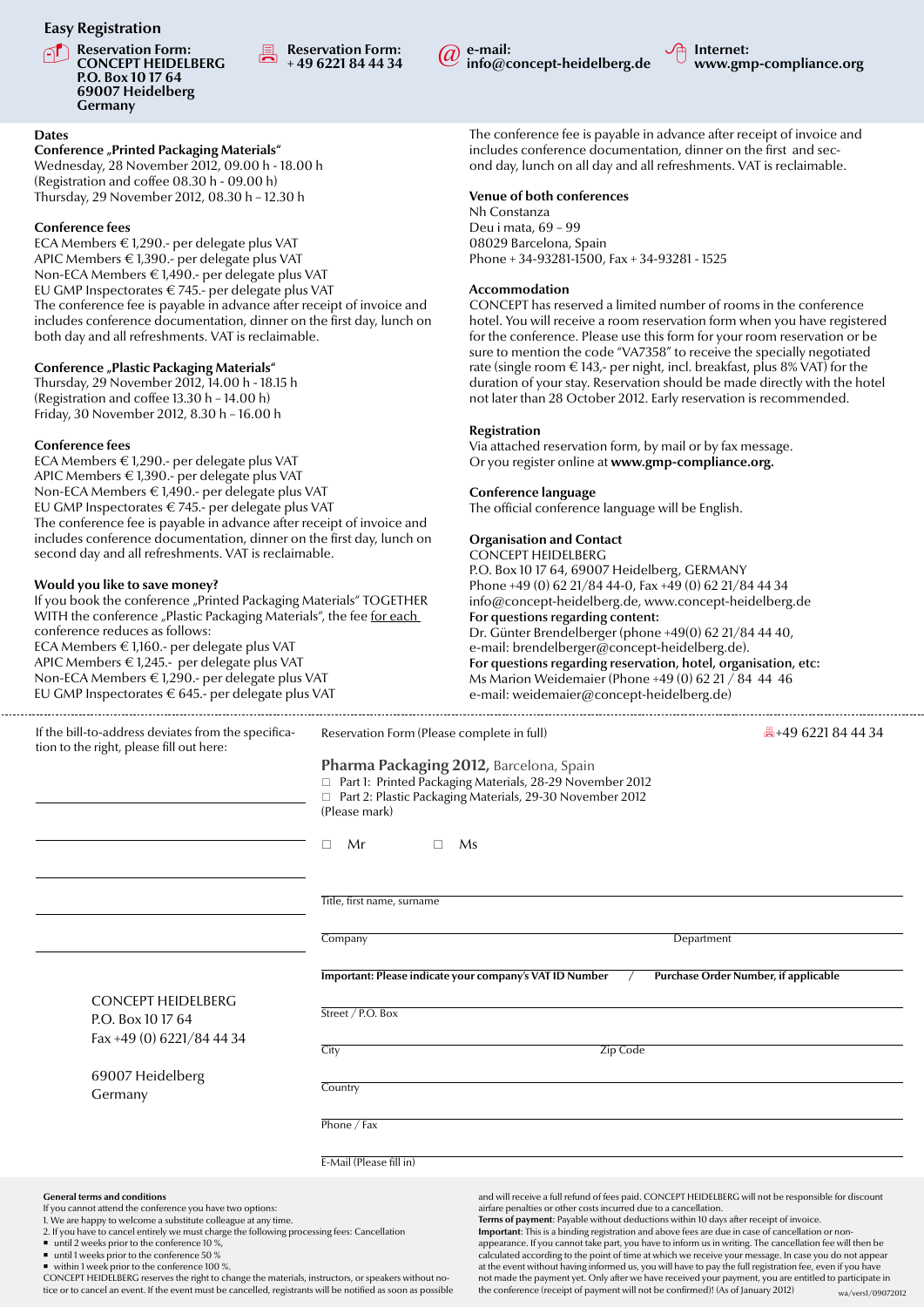## Easy Registration

**Reservation Form:**
**CONCEPT HEIDELBERG**
**P.O. Box 10 17 64**
**69007 Heidelberg**
**Germany**

**Reservation Form:**
**+ 49 6221 84 44 34**

**e-mail:**
**info@concept-heidelberg.de**

**Internet:**
**www.gmp-compliance.org**

### Dates

**Conference „Printed Packaging Materials"**
Wednesday, 28 November 2012, 09.00 h - 18.00 h
(Registration and coffee 08.30 h - 09.00 h)
Thursday, 29 November 2012, 08.30 h – 12.30 h

### Conference fees

ECA Members € 1,290.- per delegate plus VAT
APIC Members € 1,390.- per delegate plus VAT
Non-ECA Members € 1,490.- per delegate plus VAT
EU GMP Inspectorates € 745.- per delegate plus VAT
The conference fee is payable in advance after receipt of invoice and includes conference documentation, dinner on the first day, lunch on both day and all refreshments. VAT is reclaimable.

**Conference „Plastic Packaging Materials"**
Thursday, 29 November 2012, 14.00 h - 18.15 h
(Registration and coffee 13.30 h – 14.00 h)
Friday, 30 November 2012, 8.30 h – 16.00 h

### Conference fees

ECA Members € 1,290.- per delegate plus VAT
APIC Members € 1,390.- per delegate plus VAT
Non-ECA Members € 1,490.- per delegate plus VAT
EU GMP Inspectorates € 745.- per delegate plus VAT
The conference fee is payable in advance after receipt of invoice and includes conference documentation, dinner on the first day, lunch on second day and all refreshments. VAT is reclaimable.

### Would you like to save money?

If you book the conference „Printed Packaging Materials" TOGETHER WITH the conference „Plastic Packaging Materials", the fee for each conference reduces as follows:
ECA Members € 1,160.- per delegate plus VAT
APIC Members € 1,245.- per delegate plus VAT
Non-ECA Members € 1,290.- per delegate plus VAT
EU GMP Inspectorates € 645.- per delegate plus VAT

The conference fee is payable in advance after receipt of invoice and includes conference documentation, dinner on the first and second day, lunch on all day and all refreshments. VAT is reclaimable.

### Venue of both conferences

Nh Constanza
Deu i mata, 69 – 99
08029 Barcelona, Spain
Phone + 34-93281-1500, Fax + 34-93281 - 1525

### Accommodation

CONCEPT has reserved a limited number of rooms in the conference hotel. You will receive a room reservation form when you have registered for the conference. Please use this form for your room reservation or be sure to mention the code "VA7358" to receive the specially negotiated rate (single room € 143,- per night, incl. breakfast, plus 8% VAT) for the duration of your stay. Reservation should be made directly with the hotel not later than 28 October 2012. Early reservation is recommended.

### Registration

Via attached reservation form, by mail or by fax message.
Or you register online at **www.gmp-compliance.org.**

### Conference language

The official conference language will be English.

### Organisation and Contact

CONCEPT HEIDELBERG
P.O. Box 10 17 64, 69007 Heidelberg, GERMANY
Phone +49 (0) 62 21/84 44-0, Fax +49 (0) 62 21/84 44 34
info@concept-heidelberg.de, www.concept-heidelberg.de
**For questions regarding content:**
Dr. Günter Brendelberger (phone +49(0) 62 21/84 44 40,
e-mail: brendelberger@concept-heidelberg.de).
**For questions regarding reservation, hotel, organisation, etc:**
Ms Marion Weidemaier (Phone +49 (0) 62 21 / 84 44 46
e-mail: weidemaier@concept-heidelberg.de)

---

If the bill-to-address deviates from the specification to the right, please fill out here:

CONCEPT HEIDELBERG
P.O. Box 10 17 64
Fax +49 (0) 6221/84 44 34

69007 Heidelberg
Germany

Reservation Form (Please complete in full) +49 6221 84 44 34

**Pharma Packaging 2012,** Barcelona, Spain
- ☐ Part 1: Printed Packaging Materials, 28-29 November 2012
- ☐ Part 2: Plastic Packaging Materials, 29-30 November 2012

(Please mark)

☐ Mr ☐ Ms

Title, first name, surname

Company Department

**Important: Please indicate your company's VAT ID Number / Purchase Order Number, if applicable**

Street / P.O. Box

City Zip Code

Country

Phone / Fax

E-Mail (Please fill in)

**General terms and conditions**
If you cannot attend the conference you have two options:
1. We are happy to welcome a substitute colleague at any time.
2. If you have to cancel entirely we must charge the following processing fees: Cancellation
- until 2 weeks prior to the conference 10 %,
- until 1 weeks prior to the conference 50 %
- within 1 week prior to the conference 100 %.

CONCEPT HEIDELBERG reserves the right to change the materials, instructors, or speakers without notice or to cancel an event. If the event must be cancelled, registrants will be notified as soon as possible and will receive a full refund of fees paid. CONCEPT HEIDELBERG will not be responsible for discount airfare penalties or other costs incurred due to a cancellation.
**Terms of payment**: Payable without deductions within 10 days after receipt of invoice.
**Important**: This is a binding registration and above fees are due in case of cancellation or non-appearance. If you cannot take part, you have to inform us in writing. The cancellation fee will then be calculated according to the point of time at which we receive your message. In case you do not appear at the event without having informed us, you will have to pay the full registration fee, even if you have not made the payment yet. Only after we have received your payment, you are entitled to participate in the conference (receipt of payment will not be confirmed)! (As of January 2012)

wa/vers1/09072012